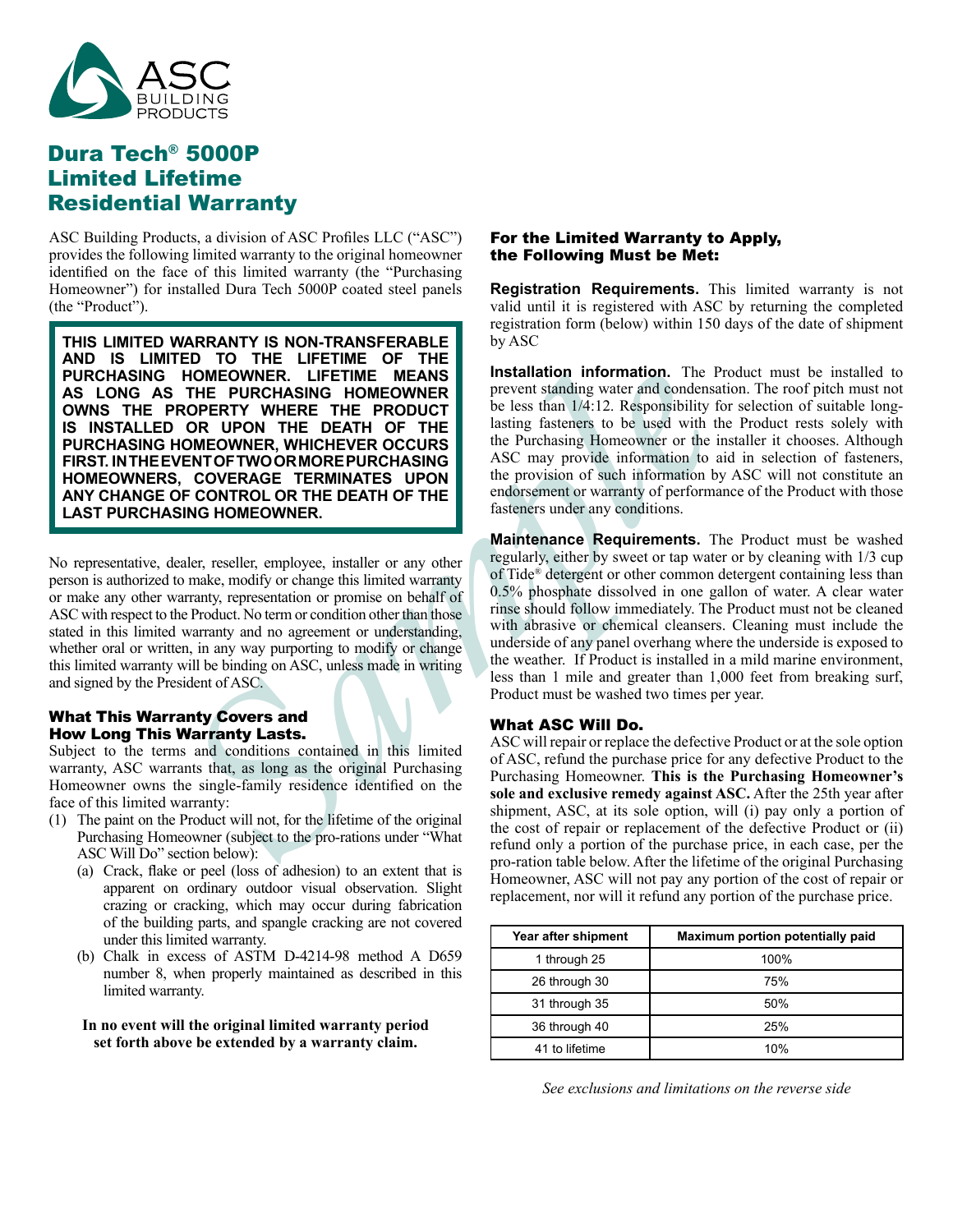ASC Building Products

# Dura Tech® 5000P Limited Lifetime Residential Warranty

ASC Building Products, a division of ASC Profiles LLC ("ASC") provides the following limited warranty to the original homeowner identified on the face of this limited warranty (the "Purchasing Homeowner") for installed Dura Tech 5000P coated steel panels (the "Product").

**THIS LIMITED WARRANTY IS NON-TRANSFERABLE AND IS LIMITED TO THE LIFETIME OF THE PURCHASING HOMEOWNER. LIFETIME MEANS AS LONG AS THE PURCHASING HOMEOWNER OWNS THE PROPERTY WHERE THE PRODUCT IS INSTALLED OR UPON THE DEATH OF THE PURCHASING HOMEOWNER, WHICHEVER OCCURS FIRST. IN THE EVENT OF TWO OR MORE PURCHASING HOMEOWNERS, COVERAGE TERMINATES UPON ANY CHANGE OF CONTROL OR THE DEATH OF THE LAST PURCHASING HOMEOWNER.**

No representative, dealer, reseller, employee, installer or any other person is authorized to make, modify or change this limited warranty or make any other warranty, representation or promise on behalf of ASC with respect to the Product. No term or condition other than those stated in this limited warranty and no agreement or understanding, whether oral or written, in any way purporting to modify or change this limited warranty will be binding on ASC, unless made in writing and signed by the President of ASC.

### What This Warranty Covers and How Long This Warranty Lasts.

Subject to the terms and conditions contained in this limited warranty, ASC warrants that, as long as the original Purchasing Homeowner owns the single-family residence identified on the face of this limited warranty:

(1) The paint on the Product will not, for the lifetime of the original Purchasing Homeowner (subject to the pro-rations under "What ASC Will Do" section below):

  (a) Crack, flake or peel (loss of adhesion) to an extent that is apparent on ordinary outdoor visual observation. Slight crazing or cracking, which may occur during fabrication of the building parts, and spangle cracking are not covered under this limited warranty.

  (b) Chalk in excess of ASTM D-4214-98 method A D659 number 8, when properly maintained as described in this limited warranty.

**In no event will the original limited warranty period set forth above be extended by a warranty claim.**

### For the Limited Warranty to Apply, the Following Must be Met:

**Registration Requirements.** This limited warranty is not valid until it is registered with ASC by returning the completed registration form (below) within 150 days of the date of shipment by ASC

**Installation information.** The Product must be installed to prevent standing water and condensation. The roof pitch must not be less than 1/4:12. Responsibility for selection of suitable long-lasting fasteners to be used with the Product rests solely with the Purchasing Homeowner or the installer it chooses. Although ASC may provide information to aid in selection of fasteners, the provision of such information by ASC will not constitute an endorsement or warranty of performance of the Product with those fasteners under any conditions.

**Maintenance Requirements.** The Product must be washed regularly, either by sweet or tap water or by cleaning with 1/3 cup of Tide® detergent or other common detergent containing less than 0.5% phosphate dissolved in one gallon of water. A clear water rinse should follow immediately. The Product must not be cleaned with abrasive or chemical cleansers. Cleaning must include the underside of any panel overhang where the underside is exposed to the weather. If Product is installed in a mild marine environment, less than 1 mile and greater than 1,000 feet from breaking surf, Product must be washed two times per year.

### What ASC Will Do.

ASC will repair or replace the defective Product or at the sole option of ASC, refund the purchase price for any defective Product to the Purchasing Homeowner. **This is the Purchasing Homeowner's sole and exclusive remedy against ASC.** After the 25th year after shipment, ASC, at its sole option, will (i) pay only a portion of the cost of repair or replacement of the defective Product or (ii) refund only a portion of the purchase price, in each case, per the pro-ration table below. After the lifetime of the original Purchasing Homeowner, ASC will not pay any portion of the cost of repair or replacement, nor will it refund any portion of the purchase price.

| Year after shipment | Maximum portion potentially paid |
|---|---|
| 1 through 25 | 100% |
| 26 through 30 | 75% |
| 31 through 35 | 50% |
| 36 through 40 | 25% |
| 41 to lifetime | 10% |

*See exclusions and limitations on the reverse side*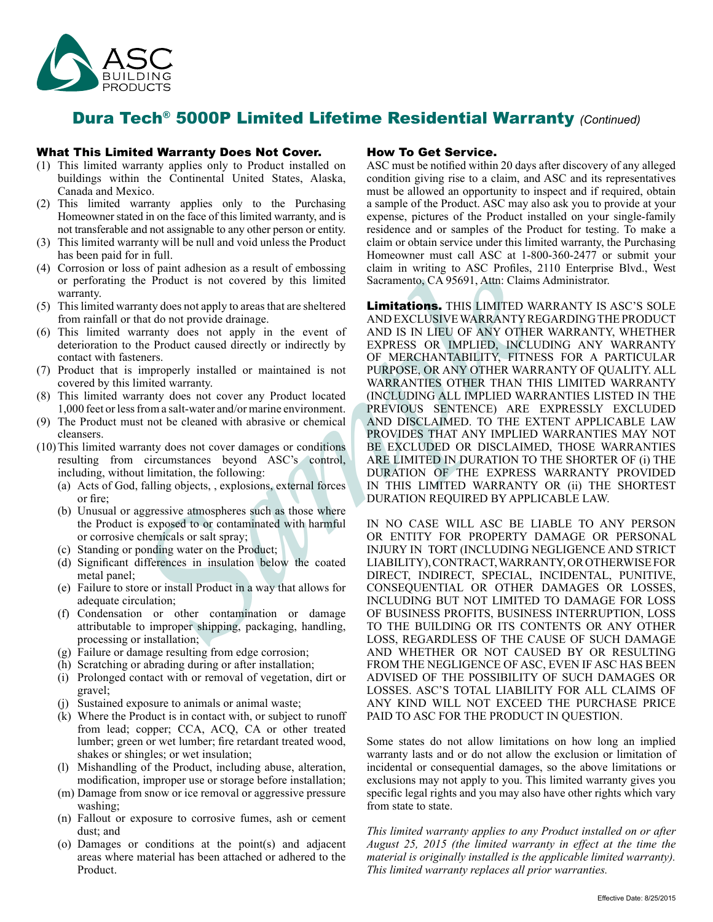# Dura Tech® 5000P Limited Lifetime Residential Warranty *(Continued)*

## What This Limited Warranty Does Not Cover.

(1) This limited warranty applies only to Product installed on buildings within the Continental United States, Alaska, Canada and Mexico.

(2) This limited warranty applies only to the Purchasing Homeowner stated in on the face of this limited warranty, and is not transferable and not assignable to any other person or entity.

(3) This limited warranty will be null and void unless the Product has been paid for in full.

(4) Corrosion or loss of paint adhesion as a result of embossing or perforating the Product is not covered by this limited warranty.

(5) This limited warranty does not apply to areas that are sheltered from rainfall or that do not provide drainage.

(6) This limited warranty does not apply in the event of deterioration to the Product caused directly or indirectly by contact with fasteners.

(7) Product that is improperly installed or maintained is not covered by this limited warranty.

(8) This limited warranty does not cover any Product located 1,000 feet or less from a salt-water and/or marine environment.

(9) The Product must not be cleaned with abrasive or chemical cleansers.

(10) This limited warranty does not cover damages or conditions resulting from circumstances beyond ASC's control, including, without limitation, the following:

  (a) Acts of God, falling objects, , explosions, external forces or fire;
  (b) Unusual or aggressive atmospheres such as those where the Product is exposed to or contaminated with harmful or corrosive chemicals or salt spray;
  (c) Standing or ponding water on the Product;
  (d) Significant differences in insulation below the coated metal panel;
  (e) Failure to store or install Product in a way that allows for adequate circulation;
  (f) Condensation or other contamination or damage attributable to improper shipping, packaging, handling, processing or installation;
  (g) Failure or damage resulting from edge corrosion;
  (h) Scratching or abrading during or after installation;
  (i) Prolonged contact with or removal of vegetation, dirt or gravel;
  (j) Sustained exposure to animals or animal waste;
  (k) Where the Product is in contact with, or subject to runoff from lead; copper; CCA, ACQ, CA or other treated lumber; green or wet lumber; fire retardant treated wood, shakes or shingles; or wet insulation;
  (l) Mishandling of the Product, including abuse, alteration, modification, improper use or storage before installation;
  (m) Damage from snow or ice removal or aggressive pressure washing;
  (n) Fallout or exposure to corrosive fumes, ash or cement dust; and
  (o) Damages or conditions at the point(s) and adjacent areas where material has been attached or adhered to the Product.

## How To Get Service.

ASC must be notified within 20 days after discovery of any alleged condition giving rise to a claim, and ASC and its representatives must be allowed an opportunity to inspect and if required, obtain a sample of the Product. ASC may also ask you to provide at your expense, pictures of the Product installed on your single-family residence and or samples of the Product for testing. To make a claim or obtain service under this limited warranty, the Purchasing Homeowner must call ASC at 1-800-360-2477 or submit your claim in writing to ASC Profiles, 2110 Enterprise Blvd., West Sacramento, CA 95691, Attn: Claims Administrator.

**Limitations.** THIS LIMITED WARRANTY IS ASC'S SOLE AND EXCLUSIVE WARRANTY REGARDING THE PRODUCT AND IS IN LIEU OF ANY OTHER WARRANTY, WHETHER EXPRESS OR IMPLIED, INCLUDING ANY WARRANTY OF MERCHANTABILITY, FITNESS FOR A PARTICULAR PURPOSE, OR ANY OTHER WARRANTY OF QUALITY. ALL WARRANTIES OTHER THAN THIS LIMITED WARRANTY (INCLUDING ALL IMPLIED WARRANTIES LISTED IN THE PREVIOUS SENTENCE) ARE EXPRESSLY EXCLUDED AND DISCLAIMED. TO THE EXTENT APPLICABLE LAW PROVIDES THAT ANY IMPLIED WARRANTIES MAY NOT BE EXCLUDED OR DISCLAIMED, THOSE WARRANTIES ARE LIMITED IN DURATION TO THE SHORTER OF (i) THE DURATION OF THE EXPRESS WARRANTY PROVIDED IN THIS LIMITED WARRANTY OR (ii) THE SHORTEST DURATION REQUIRED BY APPLICABLE LAW.

IN NO CASE WILL ASC BE LIABLE TO ANY PERSON OR ENTITY FOR PROPERTY DAMAGE OR PERSONAL INJURY IN TORT (INCLUDING NEGLIGENCE AND STRICT LIABILITY), CONTRACT, WARRANTY, OR OTHERWISE FOR DIRECT, INDIRECT, SPECIAL, INCIDENTAL, PUNITIVE, CONSEQUENTIAL OR OTHER DAMAGES OR LOSSES, INCLUDING BUT NOT LIMITED TO DAMAGE FOR LOSS OF BUSINESS PROFITS, BUSINESS INTERRUPTION, LOSS TO THE BUILDING OR ITS CONTENTS OR ANY OTHER LOSS, REGARDLESS OF THE CAUSE OF SUCH DAMAGE AND WHETHER OR NOT CAUSED BY OR RESULTING FROM THE NEGLIGENCE OF ASC, EVEN IF ASC HAS BEEN ADVISED OF THE POSSIBILITY OF SUCH DAMAGES OR LOSSES. ASC'S TOTAL LIABILITY FOR ALL CLAIMS OF ANY KIND WILL NOT EXCEED THE PURCHASE PRICE PAID TO ASC FOR THE PRODUCT IN QUESTION.

Some states do not allow limitations on how long an implied warranty lasts and or do not allow the exclusion or limitation of incidental or consequential damages, so the above limitations or exclusions may not apply to you. This limited warranty gives you specific legal rights and you may also have other rights which vary from state to state.

*This limited warranty applies to any Product installed on or after August 25, 2015 (the limited warranty in effect at the time the material is originally installed is the applicable limited warranty). This limited warranty replaces all prior warranties.*

Effective Date: 8/25/2015